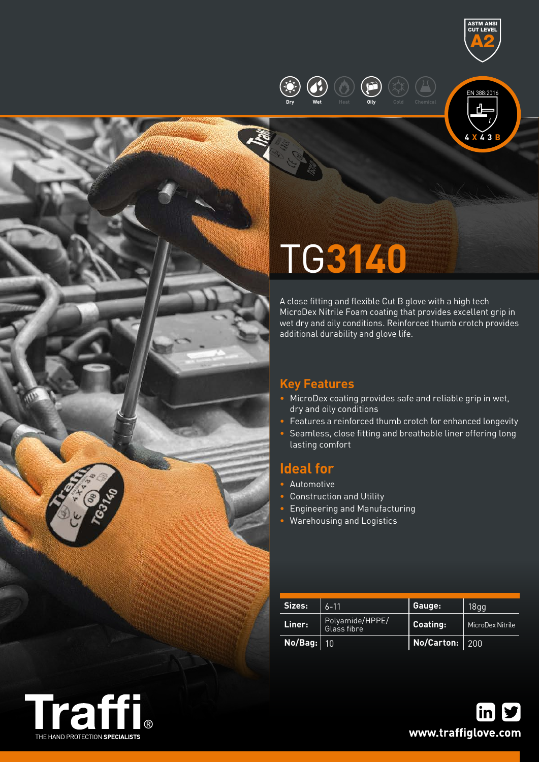ASTM ANSI CUT LEVEL A2

Dry | Wet | Heat | Oily | Cold | Chemical

EN 388:2016

4 X 4 3 B

# TG3140

A close fitting and flexible Cut B glove with a high tech MicroDex Nitrile Foam coating that provides excellent grip in wet dry and oily conditions. Reinforced thumb crotch provides additional durability and glove life.

## Key Features

- MicroDex coating provides safe and reliable grip in wet, dry and oily conditions
- Features a reinforced thumb crotch for enhanced longevity
- Seamless, close fitting and breathable liner offering long lasting comfort

## Ideal for

- Automotive
- Construction and Utility
- Engineering and Manufacturing
- Warehousing and Logistics

| Sizes: | 6-11 | Gauge: | 18gg |
|---|---|---|---|
| Liner: | Polyamide/HPPE/ Glass fibre | Coating: | MicroDex Nitrile |
| No/Bag: | 10 | No/Carton: | 200 |

Traffi® THE HAND PROTECTION SPECIALISTS

www.traffiglove.com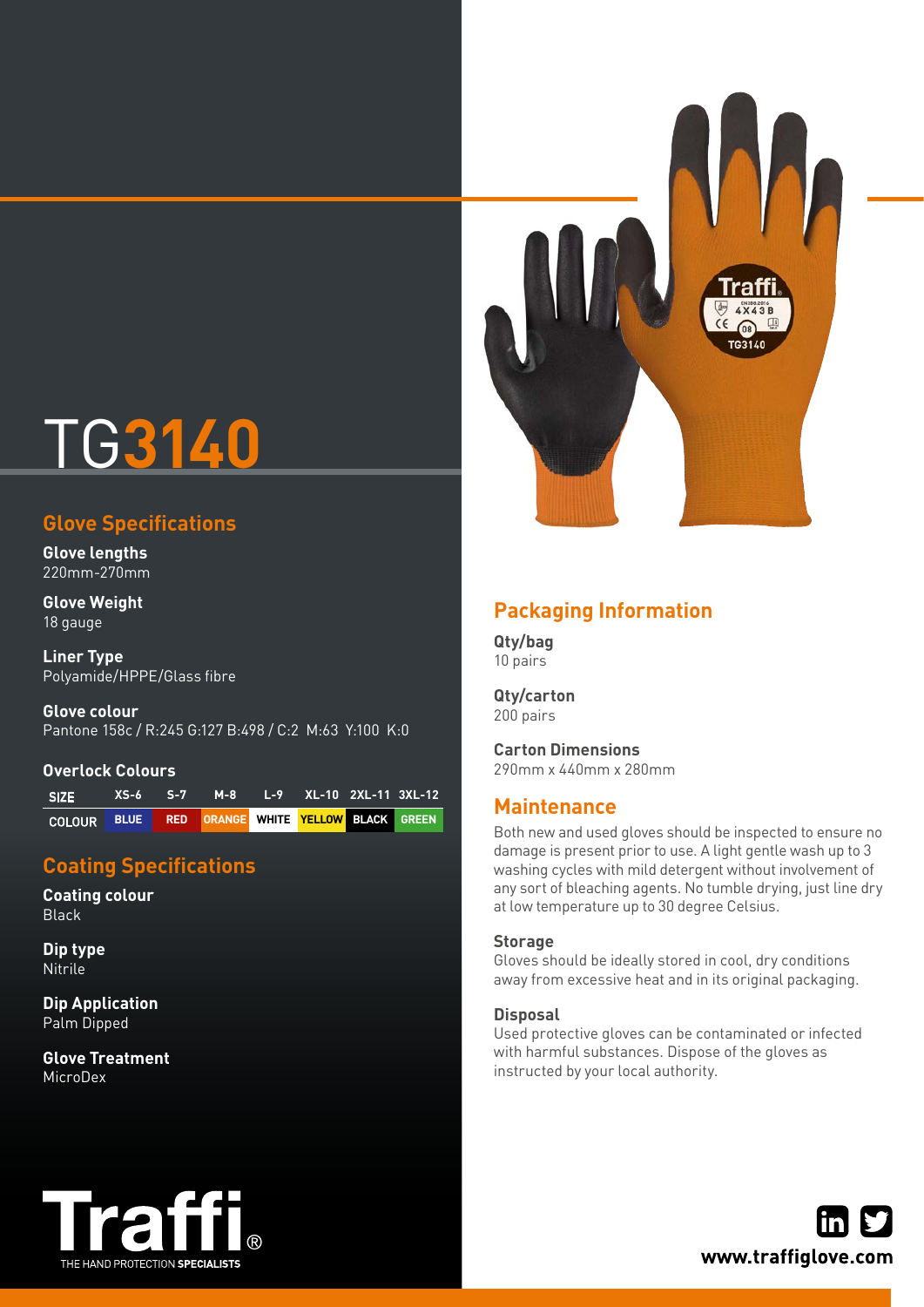# TG3140

## Glove Specifications

**Glove lengths**
220mm-270mm

**Glove Weight**
18 gauge

**Liner Type**
Polyamide/HPPE/Glass fibre

**Glove colour**
Pantone 158c / R:245 G:127 B:498 / C:2 M:63 Y:100 K:0

**Overlock Colours**

| SIZE | XS-6 | S-7 | M-8 | L-9 | XL-10 | 2XL-11 | 3XL-12 |
|---|---|---|---|---|---|---|---|
| COLOUR | BLUE | RED | ORANGE | WHITE | YELLOW | BLACK | GREEN |

## Coating Specifications

**Coating colour**
Black

**Dip type**
Nitrile

**Dip Application**
Palm Dipped

**Glove Treatment**
MicroDex

## Packaging Information

**Qty/bag**
10 pairs

**Qty/carton**
200 pairs

**Carton Dimensions**
290mm x 440mm x 280mm

## Maintenance

Both new and used gloves should be inspected to ensure no damage is present prior to use. A light gentle wash up to 3 washing cycles with mild detergent without involvement of any sort of bleaching agents. No tumble drying, just line dry at low temperature up to 30 degree Celsius.

### Storage

Gloves should be ideally stored in cool, dry conditions away from excessive heat and in its original packaging.

### Disposal

Used protective gloves can be contaminated or infected with harmful substances. Dispose of the gloves as instructed by your local authority.

Traffi® THE HAND PROTECTION SPECIALISTS

www.traffiglove.com